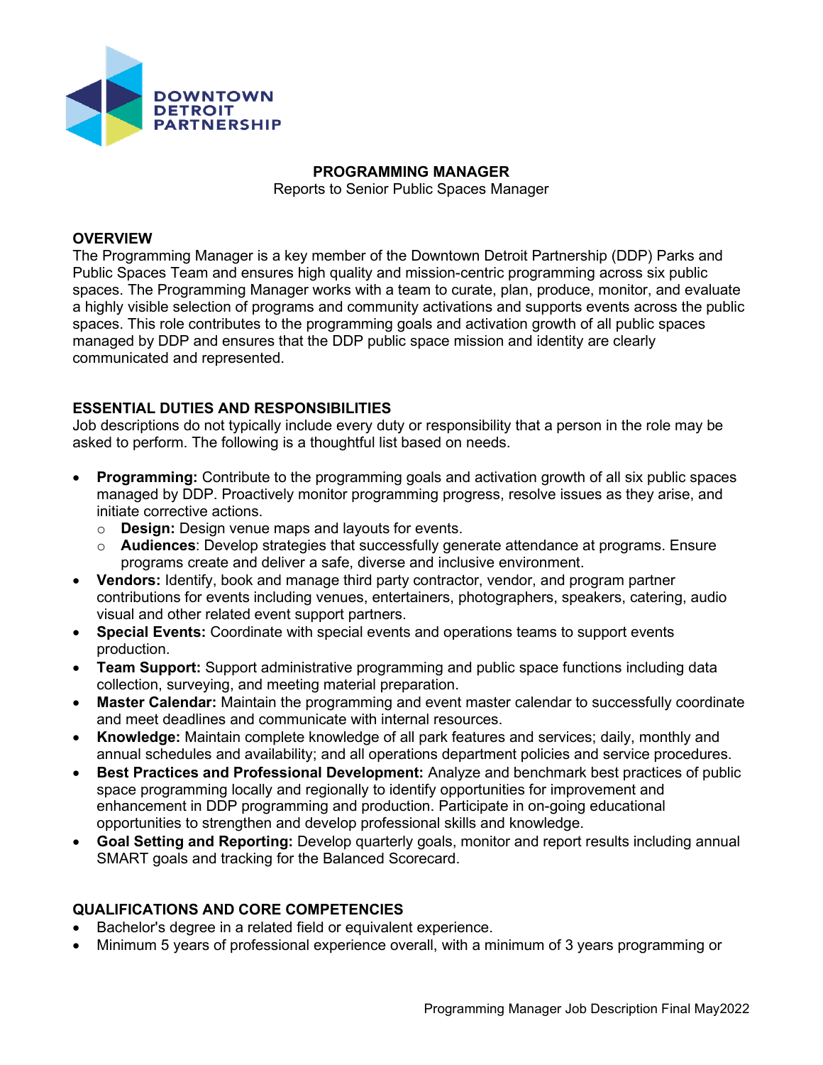DOWNTOWN DETROIT PARTNERSHIP

# PROGRAMMING MANAGER

Reports to Senior Public Spaces Manager

## OVERVIEW

The Programming Manager is a key member of the Downtown Detroit Partnership (DDP) Parks and Public Spaces Team and ensures high quality and mission-centric programming across six public spaces. The Programming Manager works with a team to curate, plan, produce, monitor, and evaluate a highly visible selection of programs and community activations and supports events across the public spaces. This role contributes to the programming goals and activation growth of all public spaces managed by DDP and ensures that the DDP public space mission and identity are clearly communicated and represented.

## ESSENTIAL DUTIES AND RESPONSIBILITIES

Job descriptions do not typically include every duty or responsibility that a person in the role may be asked to perform. The following is a thoughtful list based on needs.

- **Programming:** Contribute to the programming goals and activation growth of all six public spaces managed by DDP. Proactively monitor programming progress, resolve issues as they arise, and initiate corrective actions.
  - **Design:** Design venue maps and layouts for events.
  - **Audiences**: Develop strategies that successfully generate attendance at programs. Ensure programs create and deliver a safe, diverse and inclusive environment.
- **Vendors:** Identify, book and manage third party contractor, vendor, and program partner contributions for events including venues, entertainers, photographers, speakers, catering, audio visual and other related event support partners.
- **Special Events:** Coordinate with special events and operations teams to support events production.
- **Team Support:** Support administrative programming and public space functions including data collection, surveying, and meeting material preparation.
- **Master Calendar:** Maintain the programming and event master calendar to successfully coordinate and meet deadlines and communicate with internal resources.
- **Knowledge:** Maintain complete knowledge of all park features and services; daily, monthly and annual schedules and availability; and all operations department policies and service procedures.
- **Best Practices and Professional Development:** Analyze and benchmark best practices of public space programming locally and regionally to identify opportunities for improvement and enhancement in DDP programming and production. Participate in on-going educational opportunities to strengthen and develop professional skills and knowledge.
- **Goal Setting and Reporting:** Develop quarterly goals, monitor and report results including annual SMART goals and tracking for the Balanced Scorecard.

## QUALIFICATIONS AND CORE COMPETENCIES

- Bachelor's degree in a related field or equivalent experience.
- Minimum 5 years of professional experience overall, with a minimum of 3 years programming or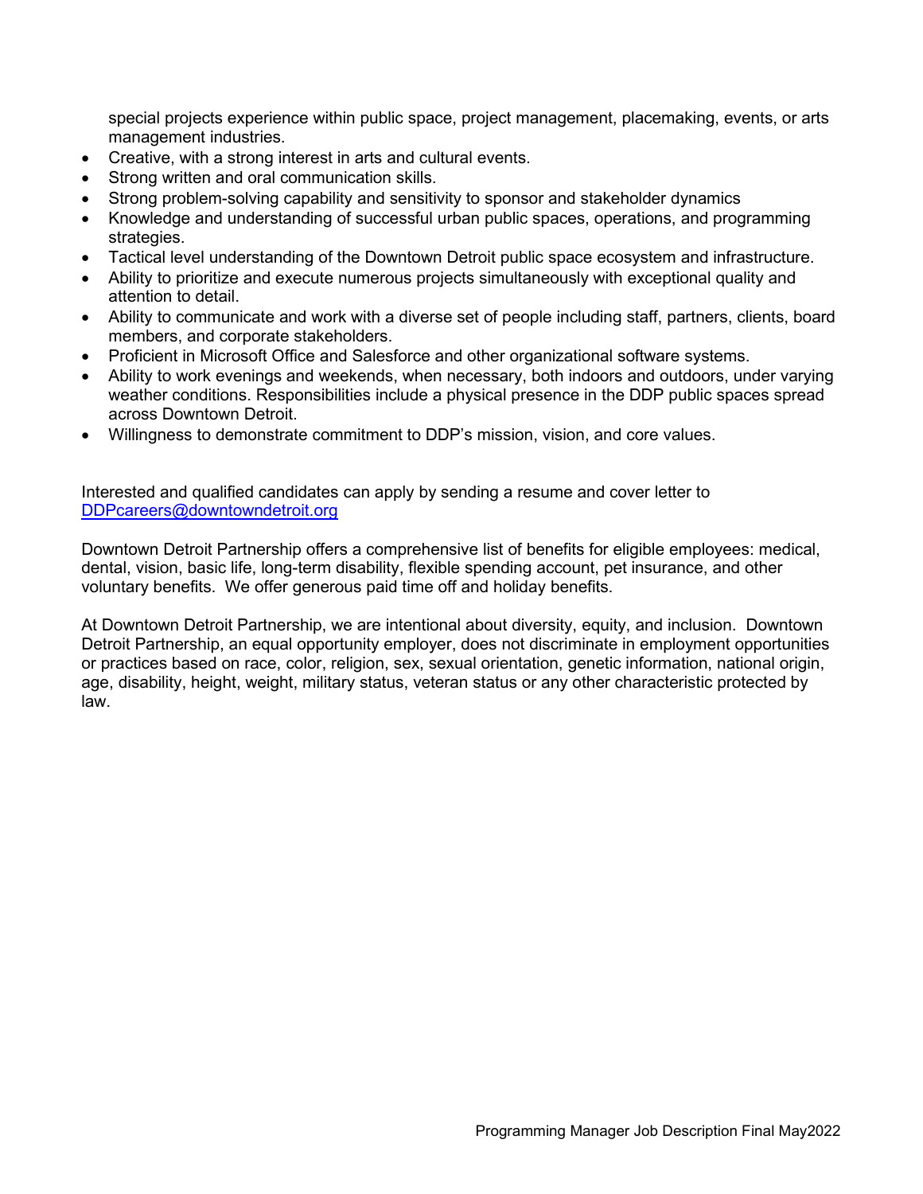special projects experience within public space, project management, placemaking, events, or arts management industries.

- Creative, with a strong interest in arts and cultural events.
- Strong written and oral communication skills.
- Strong problem-solving capability and sensitivity to sponsor and stakeholder dynamics
- Knowledge and understanding of successful urban public spaces, operations, and programming strategies.
- Tactical level understanding of the Downtown Detroit public space ecosystem and infrastructure.
- Ability to prioritize and execute numerous projects simultaneously with exceptional quality and attention to detail.
- Ability to communicate and work with a diverse set of people including staff, partners, clients, board members, and corporate stakeholders.
- Proficient in Microsoft Office and Salesforce and other organizational software systems.
- Ability to work evenings and weekends, when necessary, both indoors and outdoors, under varying weather conditions. Responsibilities include a physical presence in the DDP public spaces spread across Downtown Detroit.
- Willingness to demonstrate commitment to DDP's mission, vision, and core values.

Interested and qualified candidates can apply by sending a resume and cover letter to DDPcareers@downtowndetroit.org

Downtown Detroit Partnership offers a comprehensive list of benefits for eligible employees: medical, dental, vision, basic life, long-term disability, flexible spending account, pet insurance, and other voluntary benefits. We offer generous paid time off and holiday benefits.

At Downtown Detroit Partnership, we are intentional about diversity, equity, and inclusion. Downtown Detroit Partnership, an equal opportunity employer, does not discriminate in employment opportunities or practices based on race, color, religion, sex, sexual orientation, genetic information, national origin, age, disability, height, weight, military status, veteran status or any other characteristic protected by law.